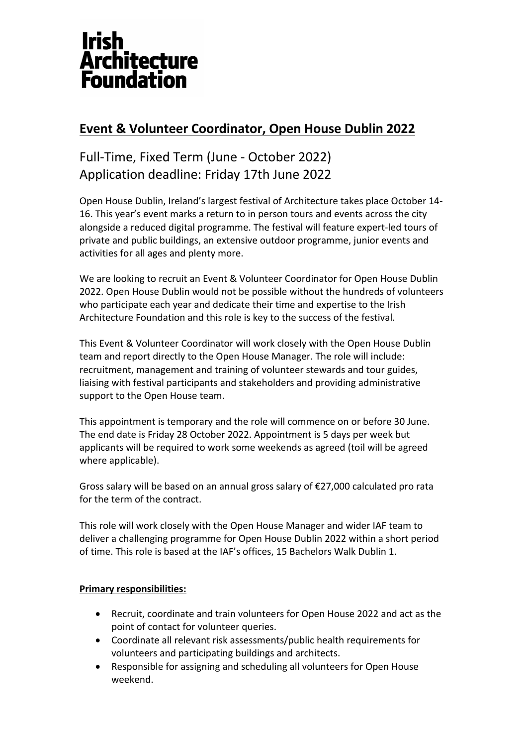**Irish Architecture Foundation**

# Event & Volunteer Coordinator, Open House Dublin 2022

## Full-Time, Fixed Term (June - October 2022)
## Application deadline: Friday 17th June 2022

Open House Dublin, Ireland's largest festival of Architecture takes place October 14-16. This year's event marks a return to in person tours and events across the city alongside a reduced digital programme. The festival will feature expert-led tours of private and public buildings, an extensive outdoor programme, junior events and activities for all ages and plenty more.

We are looking to recruit an Event & Volunteer Coordinator for Open House Dublin 2022. Open House Dublin would not be possible without the hundreds of volunteers who participate each year and dedicate their time and expertise to the Irish Architecture Foundation and this role is key to the success of the festival.

This Event & Volunteer Coordinator will work closely with the Open House Dublin team and report directly to the Open House Manager. The role will include: recruitment, management and training of volunteer stewards and tour guides, liaising with festival participants and stakeholders and providing administrative support to the Open House team.

This appointment is temporary and the role will commence on or before 30 June. The end date is Friday 28 October 2022. Appointment is 5 days per week but applicants will be required to work some weekends as agreed (toil will be agreed where applicable).

Gross salary will be based on an annual gross salary of €27,000 calculated pro rata for the term of the contract.

This role will work closely with the Open House Manager and wider IAF team to deliver a challenging programme for Open House Dublin 2022 within a short period of time. This role is based at the IAF's offices, 15 Bachelors Walk Dublin 1.

**Primary responsibilities:**

- Recruit, coordinate and train volunteers for Open House 2022 and act as the point of contact for volunteer queries.
- Coordinate all relevant risk assessments/public health requirements for volunteers and participating buildings and architects.
- Responsible for assigning and scheduling all volunteers for Open House weekend.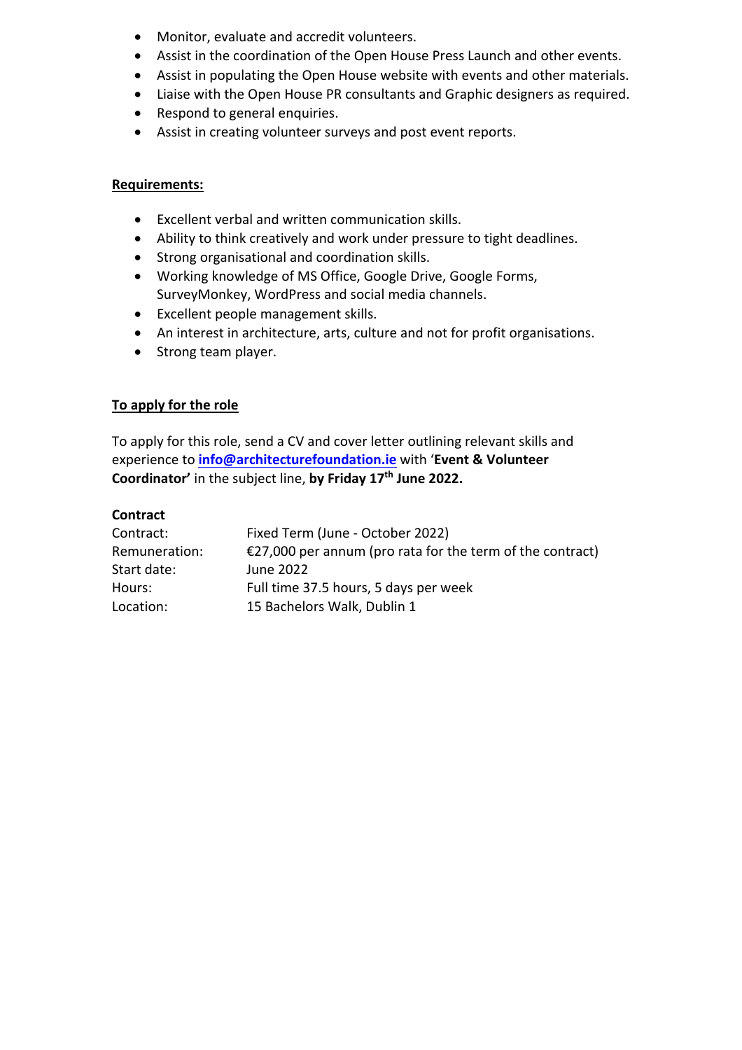- Monitor, evaluate and accredit volunteers.
- Assist in the coordination of the Open House Press Launch and other events.
- Assist in populating the Open House website with events and other materials.
- Liaise with the Open House PR consultants and Graphic designers as required.
- Respond to general enquiries.
- Assist in creating volunteer surveys and post event reports.

**Requirements:**

- Excellent verbal and written communication skills.
- Ability to think creatively and work under pressure to tight deadlines.
- Strong organisational and coordination skills.
- Working knowledge of MS Office, Google Drive, Google Forms, SurveyMonkey, WordPress and social media channels.
- Excellent people management skills.
- An interest in architecture, arts, culture and not for profit organisations.
- Strong team player.

**To apply for the role**

To apply for this role, send a CV and cover letter outlining relevant skills and experience to **info@architecturefoundation.ie** with '**Event & Volunteer Coordinator'** in the subject line, **by Friday 17th June 2022.**

**Contract**

| | |
|---|---|
| Contract: | Fixed Term (June - October 2022) |
| Remuneration: | €27,000 per annum (pro rata for the term of the contract) |
| Start date: | June 2022 |
| Hours: | Full time 37.5 hours, 5 days per week |
| Location: | 15 Bachelors Walk, Dublin 1 |